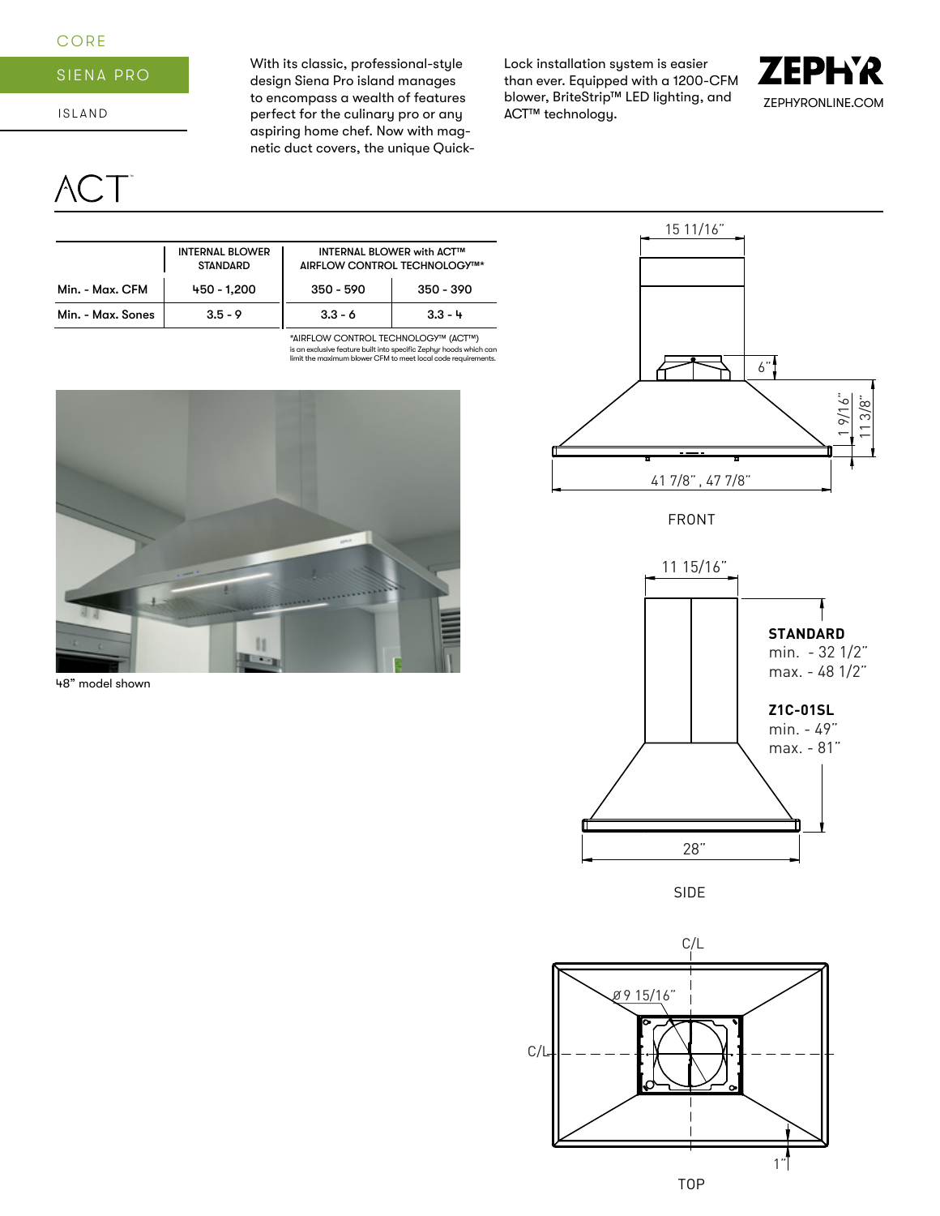CORE

SIENA PRO

ISLAND

With its classic, professional-style design Siena Pro island manages to encompass a wealth of features perfect for the culinary pro or any aspiring home chef. Now with magnetic duct covers, the unique Quick-Lock installation system is easier than ever. Equipped with a 1200-CFM blower, BriteStrip™ LED lighting, and ACT™ technology.

ZEPHYR

ZEPHYRONLINE.COM

# ACT™

| | INTERNAL BLOWER STANDARD | INTERNAL BLOWER with ACT™ AIRFLOW CONTROL TECHNOLOGY™* | |
|---|---|---|---|
| Min. - Max. CFM | 450 - 1,200 | 350 - 590 | 350 - 390 |
| Min. - Max. Sones | 3.5 - 9 | 3.3 - 6 | 3.3 - 4 |

*AIRFLOW CONTROL TECHNOLOGY™ (ACT™) is an exclusive feature built into specific Zephyr hoods which can limit the maximum blower CFM to meet local code requirements.

48" model shown

15 11/16"

6"

1 9/16"

11 3/8"

41 7/8" , 47 7/8"

FRONT

11 15/16"

**STANDARD**
min. - 32 1/2"
max. - 48 1/2"

**Z1C-01SL**
min. - 49"
max. - 81"

28"

SIDE

C/L

Ø 9 15/16"

C/L

1"

TOP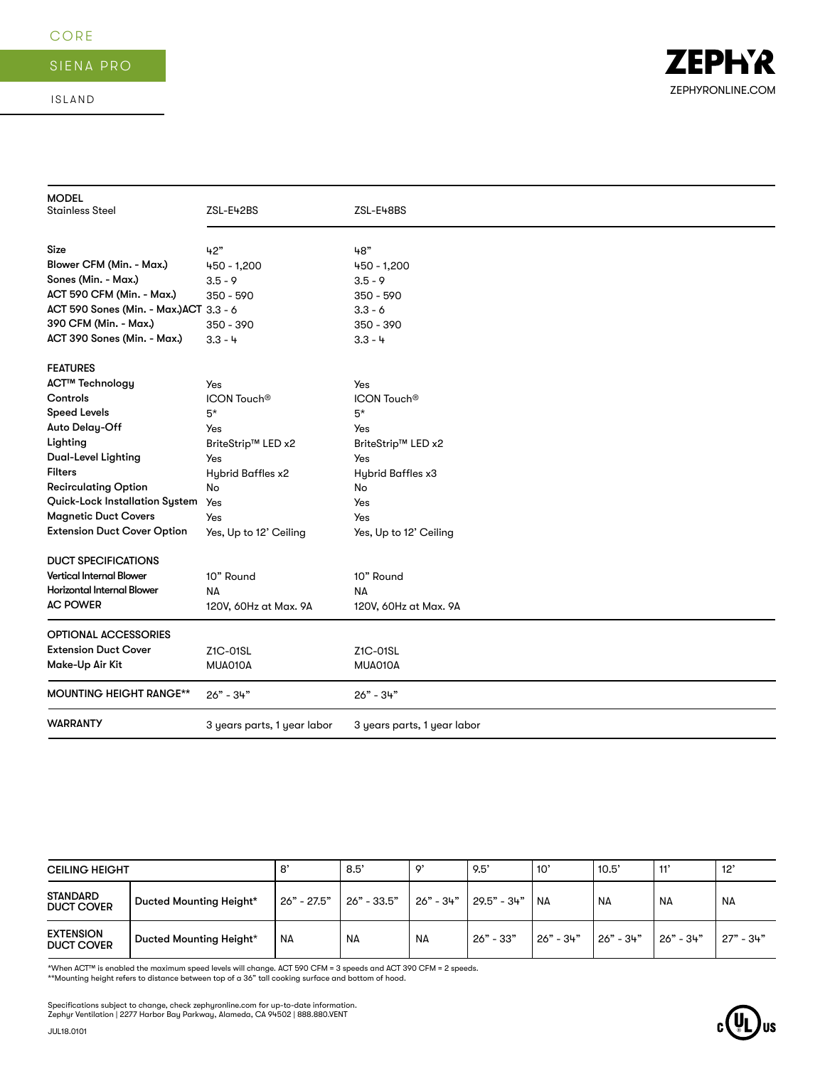CORE

SIENA PRO

ISLAND

ZEPHYR
ZEPHYRONLINE.COM

| MODEL<br>Stainless Steel | ZSL-E42BS | ZSL-E48BS |
|---|---|---|
| Size | 42" | 48" |
| Blower CFM (Min. - Max.) | 450 - 1,200 | 450 - 1,200 |
| Sones (Min. - Max.) | 3.5 - 9 | 3.5 - 9 |
| ACT 590 CFM (Min. - Max.) | 350 - 590 | 350 - 590 |
| ACT 590 Sones (Min. - Max.)ACT | 3.3 - 6 | 3.3 - 6 |
| 390 CFM (Min. - Max.) | 350 - 390 | 350 - 390 |
| ACT 390 Sones (Min. - Max.) | 3.3 - 4 | 3.3 - 4 |
| **FEATURES** | | |
| ACT™ Technology | Yes | Yes |
| Controls | ICON Touch® | ICON Touch® |
| Speed Levels | 5* | 5* |
| Auto Delay-Off | Yes | Yes |
| Lighting | BriteStrip™ LED x2 | BriteStrip™ LED x2 |
| Dual-Level Lighting | Yes | Yes |
| Filters | Hybrid Baffles x2 | Hybrid Baffles x3 |
| Recirculating Option | No | No |
| Quick-Lock Installation System | Yes | Yes |
| Magnetic Duct Covers | Yes | Yes |
| Extension Duct Cover Option | Yes, Up to 12' Ceiling | Yes, Up to 12' Ceiling |
| **DUCT SPECIFICATIONS** | | |
| Vertical Internal Blower | 10" Round | 10" Round |
| Horizontal Internal Blower | NA | NA |
| AC POWER | 120V, 60Hz at Max. 9A | 120V, 60Hz at Max. 9A |
| **OPTIONAL ACCESSORIES** | | |
| Extension Duct Cover | Z1C-01SL | Z1C-01SL |
| Make-Up Air Kit | MUA010A | MUA010A |
| **MOUNTING HEIGHT RANGE**** | 26" - 34" | 26" - 34" |
| **WARRANTY** | 3 years parts, 1 year labor | 3 years parts, 1 year labor |

| CEILING HEIGHT | | 8' | 8.5' | 9' | 9.5' | 10' | 10.5' | 11' | 12' |
|---|---|---|---|---|---|---|---|---|---|
| STANDARD DUCT COVER | Ducted Mounting Height* | 26" - 27.5" | 26" - 33.5" | 26" - 34" | 29.5" - 34" | NA | NA | NA | NA |
| EXTENSION DUCT COVER | Ducted Mounting Height* | NA | NA | NA | 26" - 33" | 26" - 34" | 26" - 34" | 26" - 34" | 27" - 34" |

*When ACT™ is enabled the maximum speed levels will change. ACT 590 CFM = 3 speeds and ACT 390 CFM = 2 speeds.
**Mounting height refers to distance between top of a 36" tall cooking surface and bottom of hood.

Specifications subject to change, check zephyronline.com for up-to-date information.
Zephyr Ventilation | 2277 Harbor Bay Parkway, Alameda, CA 94502 | 888.880.VENT

JUL18.0101